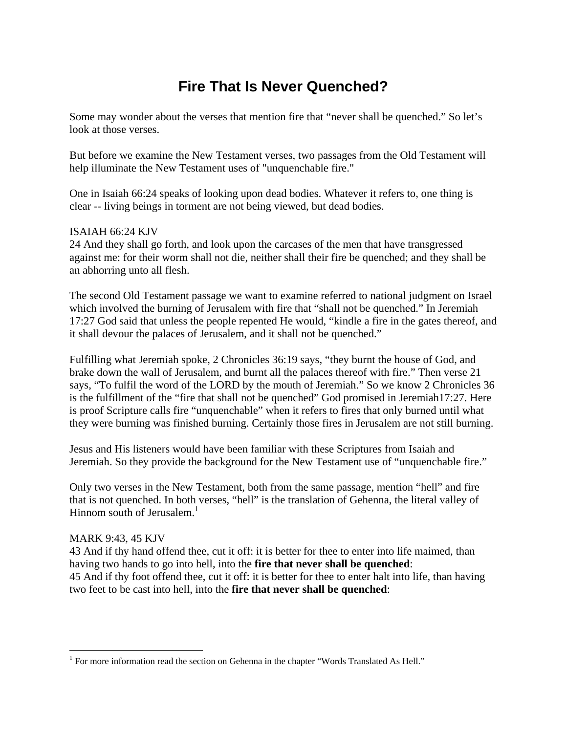# Fire That Is Never Quenched?

Some may wonder about the verses that mention fire that "never shall be quenched." So let's look at those verses.

But before we examine the New Testament verses, two passages from the Old Testament will help illuminate the New Testament uses of "unquenchable fire."

One in Isaiah 66:24 speaks of looking upon dead bodies. Whatever it refers to, one thing is clear -- living beings in torment are not being viewed, but dead bodies.

ISAIAH 66:24 KJV
24 And they shall go forth, and look upon the carcases of the men that have transgressed against me: for their worm shall not die, neither shall their fire be quenched; and they shall be an abhorring unto all flesh.

The second Old Testament passage we want to examine referred to national judgment on Israel which involved the burning of Jerusalem with fire that "shall not be quenched." In Jeremiah 17:27 God said that unless the people repented He would, "kindle a fire in the gates thereof, and it shall devour the palaces of Jerusalem, and it shall not be quenched."

Fulfilling what Jeremiah spoke, 2 Chronicles 36:19 says, "they burnt the house of God, and brake down the wall of Jerusalem, and burnt all the palaces thereof with fire." Then verse 21 says, "To fulfil the word of the LORD by the mouth of Jeremiah." So we know 2 Chronicles 36 is the fulfillment of the "fire that shall not be quenched" God promised in Jeremiah17:27. Here is proof Scripture calls fire "unquenchable" when it refers to fires that only burned until what they were burning was finished burning. Certainly those fires in Jerusalem are not still burning.

Jesus and His listeners would have been familiar with these Scriptures from Isaiah and Jeremiah. So they provide the background for the New Testament use of "unquenchable fire."

Only two verses in the New Testament, both from the same passage, mention "hell" and fire that is not quenched. In both verses, "hell" is the translation of Gehenna, the literal valley of Hinnom south of Jerusalem.[1]

MARK 9:43, 45 KJV
43 And if thy hand offend thee, cut it off: it is better for thee to enter into life maimed, than having two hands to go into hell, into the **fire that never shall be quenched**:
45 And if thy foot offend thee, cut it off: it is better for thee to enter halt into life, than having two feet to be cast into hell, into the **fire that never shall be quenched**:

[1] For more information read the section on Gehenna in the chapter "Words Translated As Hell."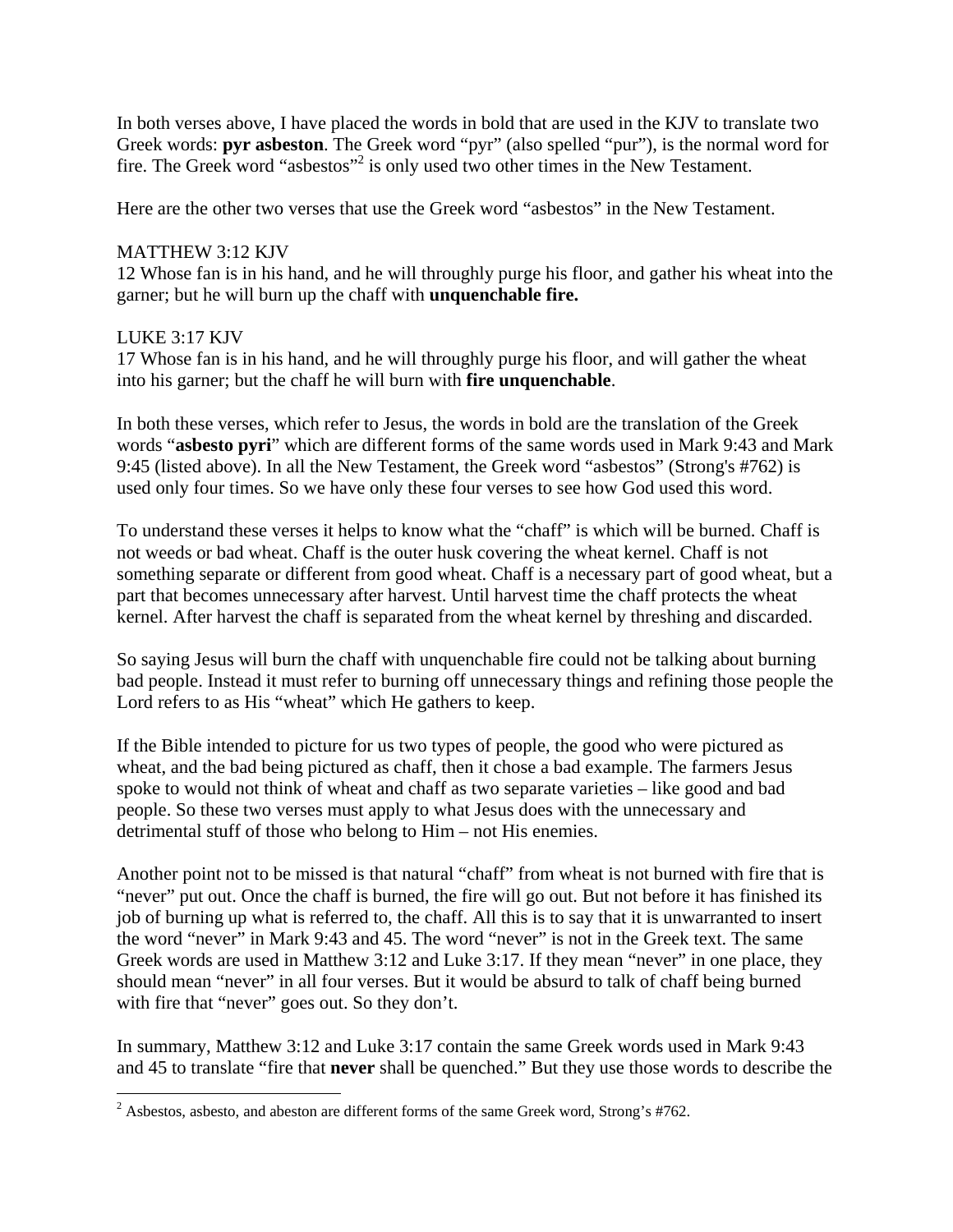In both verses above, I have placed the words in bold that are used in the KJV to translate two Greek words: **pyr asbeston**. The Greek word "pyr" (also spelled "pur"), is the normal word for fire. The Greek word "asbestos"[2] is only used two other times in the New Testament.

Here are the other two verses that use the Greek word "asbestos" in the New Testament.

MATTHEW 3:12 KJV
12 Whose fan is in his hand, and he will throughly purge his floor, and gather his wheat into the garner; but he will burn up the chaff with **unquenchable fire.**

LUKE 3:17 KJV
17 Whose fan is in his hand, and he will throughly purge his floor, and will gather the wheat into his garner; but the chaff he will burn with **fire unquenchable**.

In both these verses, which refer to Jesus, the words in bold are the translation of the Greek words "**asbesto pyri**" which are different forms of the same words used in Mark 9:43 and Mark 9:45 (listed above). In all the New Testament, the Greek word "asbestos" (Strong's #762) is used only four times. So we have only these four verses to see how God used this word.

To understand these verses it helps to know what the "chaff" is which will be burned. Chaff is not weeds or bad wheat. Chaff is the outer husk covering the wheat kernel. Chaff is not something separate or different from good wheat. Chaff is a necessary part of good wheat, but a part that becomes unnecessary after harvest. Until harvest time the chaff protects the wheat kernel. After harvest the chaff is separated from the wheat kernel by threshing and discarded.

So saying Jesus will burn the chaff with unquenchable fire could not be talking about burning bad people. Instead it must refer to burning off unnecessary things and refining those people the Lord refers to as His "wheat" which He gathers to keep.

If the Bible intended to picture for us two types of people, the good who were pictured as wheat, and the bad being pictured as chaff, then it chose a bad example. The farmers Jesus spoke to would not think of wheat and chaff as two separate varieties – like good and bad people. So these two verses must apply to what Jesus does with the unnecessary and detrimental stuff of those who belong to Him – not His enemies.

Another point not to be missed is that natural "chaff" from wheat is not burned with fire that is "never" put out. Once the chaff is burned, the fire will go out. But not before it has finished its job of burning up what is referred to, the chaff. All this is to say that it is unwarranted to insert the word "never" in Mark 9:43 and 45. The word "never" is not in the Greek text. The same Greek words are used in Matthew 3:12 and Luke 3:17. If they mean "never" in one place, they should mean "never" in all four verses. But it would be absurd to talk of chaff being burned with fire that "never" goes out. So they don't.

In summary, Matthew 3:12 and Luke 3:17 contain the same Greek words used in Mark 9:43 and 45 to translate "fire that **never** shall be quenched." But they use those words to describe the

[2] Asbestos, asbesto, and abeston are different forms of the same Greek word, Strong's #762.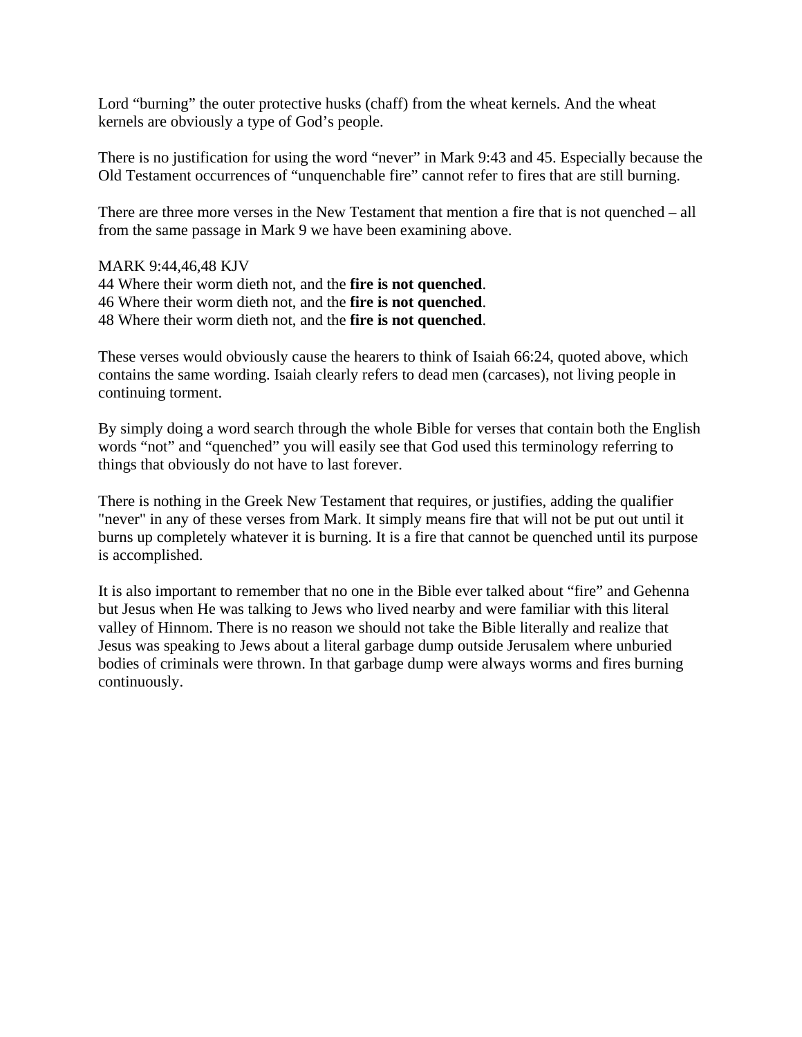Lord “burning” the outer protective husks (chaff) from the wheat kernels. And the wheat kernels are obviously a type of God’s people.

There is no justification for using the word “never” in Mark 9:43 and 45. Especially because the Old Testament occurrences of “unquenchable fire” cannot refer to fires that are still burning.

There are three more verses in the New Testament that mention a fire that is not quenched – all from the same passage in Mark 9 we have been examining above.

MARK 9:44,46,48 KJV
44 Where their worm dieth not, and the **fire is not quenched**.
46 Where their worm dieth not, and the **fire is not quenched**.
48 Where their worm dieth not, and the **fire is not quenched**.

These verses would obviously cause the hearers to think of Isaiah 66:24, quoted above, which contains the same wording. Isaiah clearly refers to dead men (carcases), not living people in continuing torment.

By simply doing a word search through the whole Bible for verses that contain both the English words “not” and “quenched” you will easily see that God used this terminology referring to things that obviously do not have to last forever.

There is nothing in the Greek New Testament that requires, or justifies, adding the qualifier "never" in any of these verses from Mark. It simply means fire that will not be put out until it burns up completely whatever it is burning. It is a fire that cannot be quenched until its purpose is accomplished.

It is also important to remember that no one in the Bible ever talked about “fire” and Gehenna but Jesus when He was talking to Jews who lived nearby and were familiar with this literal valley of Hinnom. There is no reason we should not take the Bible literally and realize that Jesus was speaking to Jews about a literal garbage dump outside Jerusalem where unburied bodies of criminals were thrown. In that garbage dump were always worms and fires burning continuously.